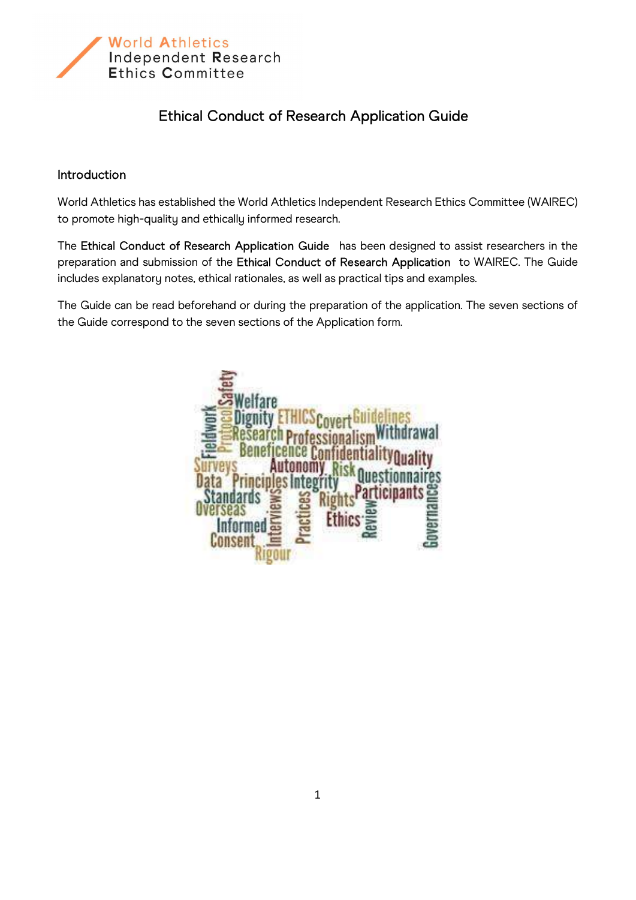World Athletics
Independent Research
Ethics Committee

# Ethical Conduct of Research Application Guide

## Introduction

World Athletics has established the World Athletics Independent Research Ethics Committee (WAIREC) to promote high-quality and ethically informed research.

The Ethical Conduct of Research Application Guide has been designed to assist researchers in the preparation and submission of the Ethical Conduct of Research Application to WAIREC. The Guide includes explanatory notes, ethical rationales, as well as practical tips and examples.

The Guide can be read beforehand or during the preparation of the application. The seven sections of the Guide correspond to the seven sections of the Application form.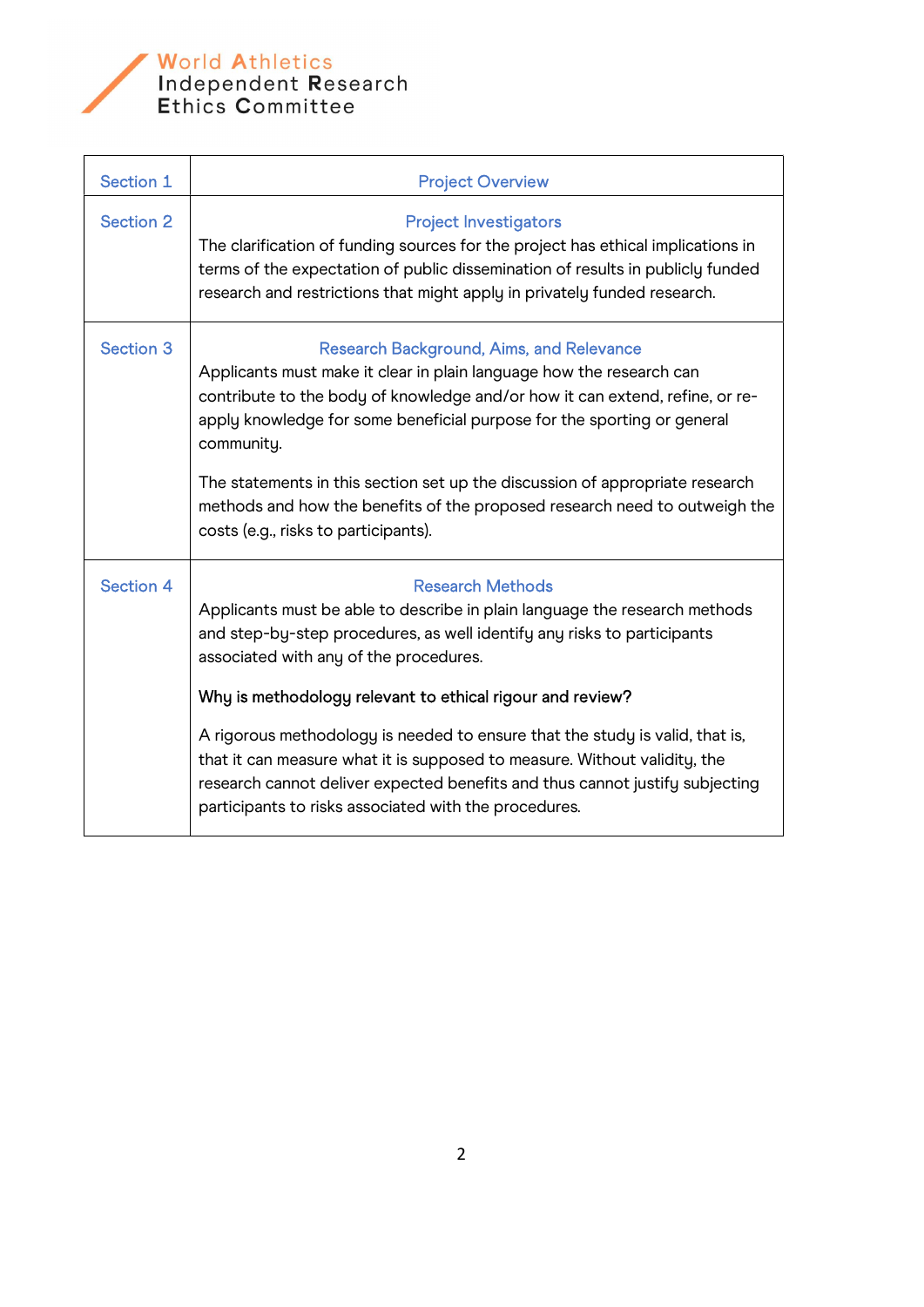| Section 1 | Project Overview |
|---|---|
| Section 2 | Project Investigators<br>The clarification of funding sources for the project has ethical implications in terms of the expectation of public dissemination of results in publicly funded research and restrictions that might apply in privately funded research. |
| Section 3 | Research Background, Aims, and Relevance<br>Applicants must make it clear in plain language how the research can contribute to the body of knowledge and/or how it can extend, refine, or re-apply knowledge for some beneficial purpose for the sporting or general community.<br><br>The statements in this section set up the discussion of appropriate research methods and how the benefits of the proposed research need to outweigh the costs (e.g., risks to participants). |
| Section 4 | Research Methods<br>Applicants must be able to describe in plain language the research methods and step-by-step procedures, as well identify any risks to participants associated with any of the procedures.<br><br>**Why is methodology relevant to ethical rigour and review?**<br><br>A rigorous methodology is needed to ensure that the study is valid, that is, that it can measure what it is supposed to measure. Without validity, the research cannot deliver expected benefits and thus cannot justify subjecting participants to risks associated with the procedures. |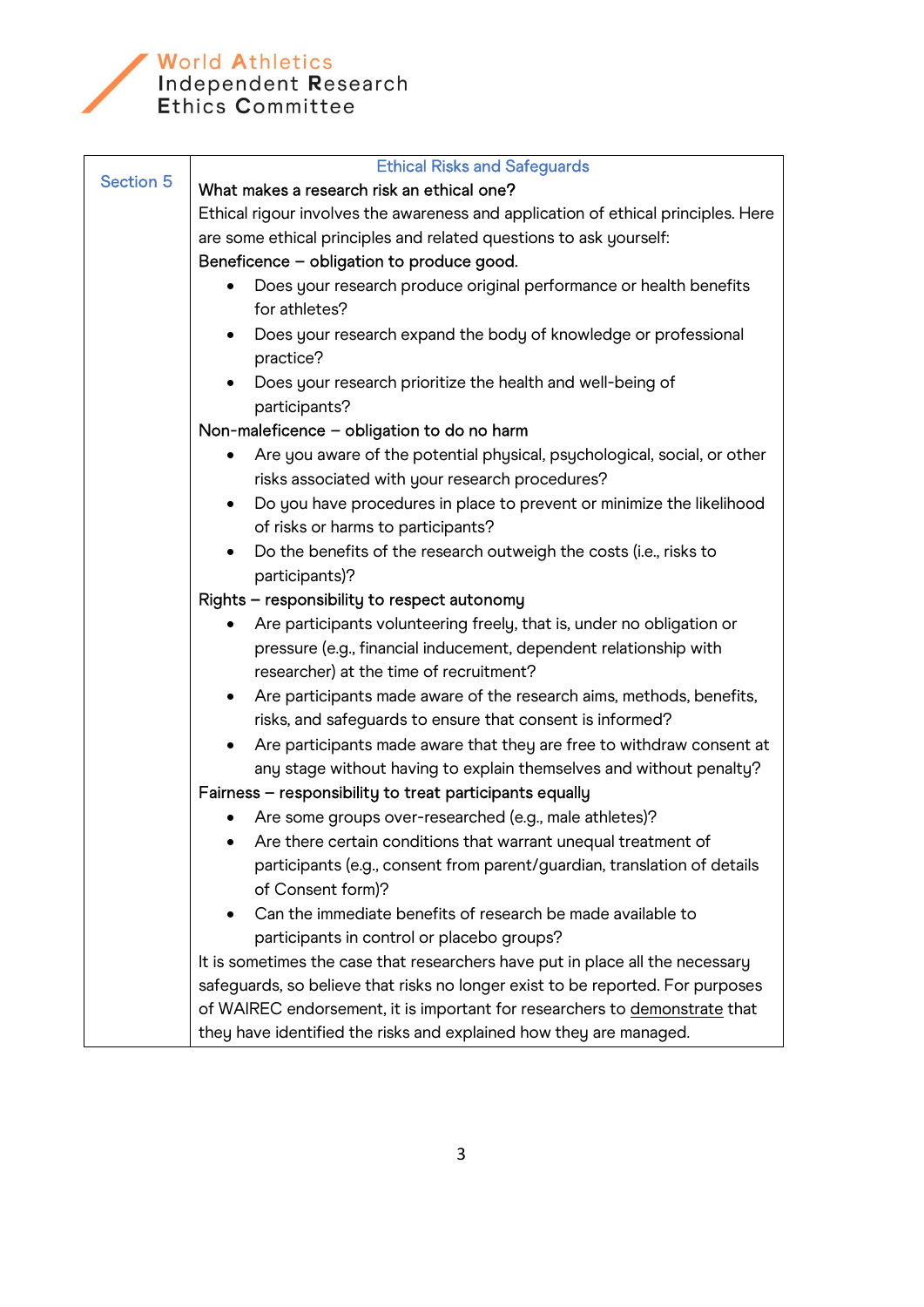**World Athletics Independent Research Ethics Committee**

| Section 5 | Ethical Risks and Safeguards |
|---|---|

**Section 5 — Ethical Risks and Safeguards**

What makes a research risk an ethical one?

Ethical rigour involves the awareness and application of ethical principles. Here are some ethical principles and related questions to ask yourself:

Beneficence – obligation to produce good.

- Does your research produce original performance or health benefits for athletes?
- Does your research expand the body of knowledge or professional practice?
- Does your research prioritize the health and well-being of participants?

Non-maleficence – obligation to do no harm

- Are you aware of the potential physical, psychological, social, or other risks associated with your research procedures?
- Do you have procedures in place to prevent or minimize the likelihood of risks or harms to participants?
- Do the benefits of the research outweigh the costs (i.e., risks to participants)?

Rights – responsibility to respect autonomy

- Are participants volunteering freely, that is, under no obligation or pressure (e.g., financial inducement, dependent relationship with researcher) at the time of recruitment?
- Are participants made aware of the research aims, methods, benefits, risks, and safeguards to ensure that consent is informed?
- Are participants made aware that they are free to withdraw consent at any stage without having to explain themselves and without penalty?

Fairness – responsibility to treat participants equally

- Are some groups over-researched (e.g., male athletes)?
- Are there certain conditions that warrant unequal treatment of participants (e.g., consent from parent/guardian, translation of details of Consent form)?
- Can the immediate benefits of research be made available to participants in control or placebo groups?

It is sometimes the case that researchers have put in place all the necessary safeguards, so believe that risks no longer exist to be reported. For purposes of WAIREC endorsement, it is important for researchers to <u>demonstrate</u> that they have identified the risks and explained how they are managed.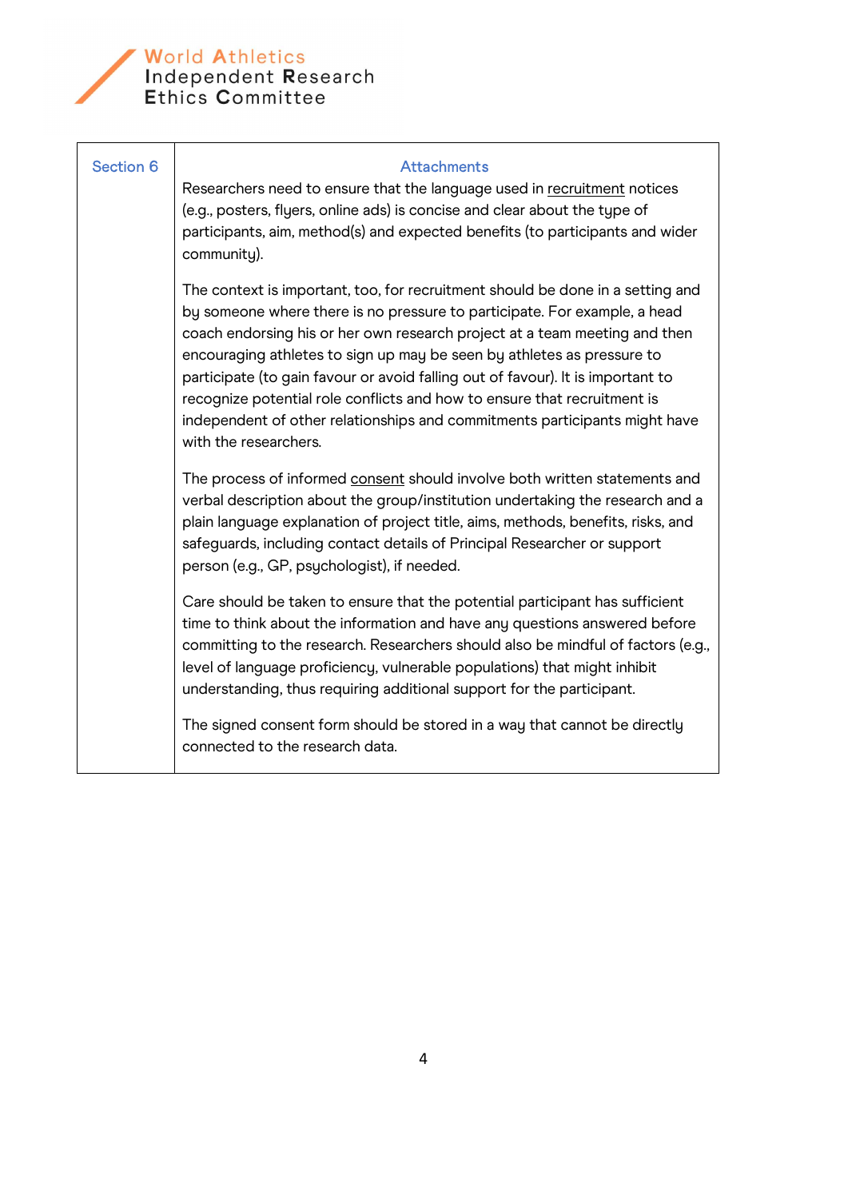| Section 6 | Attachments |
| --- | --- |
| | Researchers need to ensure that the language used in recruitment notices (e.g., posters, flyers, online ads) is concise and clear about the type of participants, aim, method(s) and expected benefits (to participants and wider community).<br><br>The context is important, too, for recruitment should be done in a setting and by someone where there is no pressure to participate. For example, a head coach endorsing his or her own research project at a team meeting and then encouraging athletes to sign up may be seen by athletes as pressure to participate (to gain favour or avoid falling out of favour). It is important to recognize potential role conflicts and how to ensure that recruitment is independent of other relationships and commitments participants might have with the researchers.<br><br>The process of informed consent should involve both written statements and verbal description about the group/institution undertaking the research and a plain language explanation of project title, aims, methods, benefits, risks, and safeguards, including contact details of Principal Researcher or support person (e.g., GP, psychologist), if needed.<br><br>Care should be taken to ensure that the potential participant has sufficient time to think about the information and have any questions answered before committing to the research. Researchers should also be mindful of factors (e.g., level of language proficiency, vulnerable populations) that might inhibit understanding, thus requiring additional support for the participant.<br><br>The signed consent form should be stored in a way that cannot be directly connected to the research data. |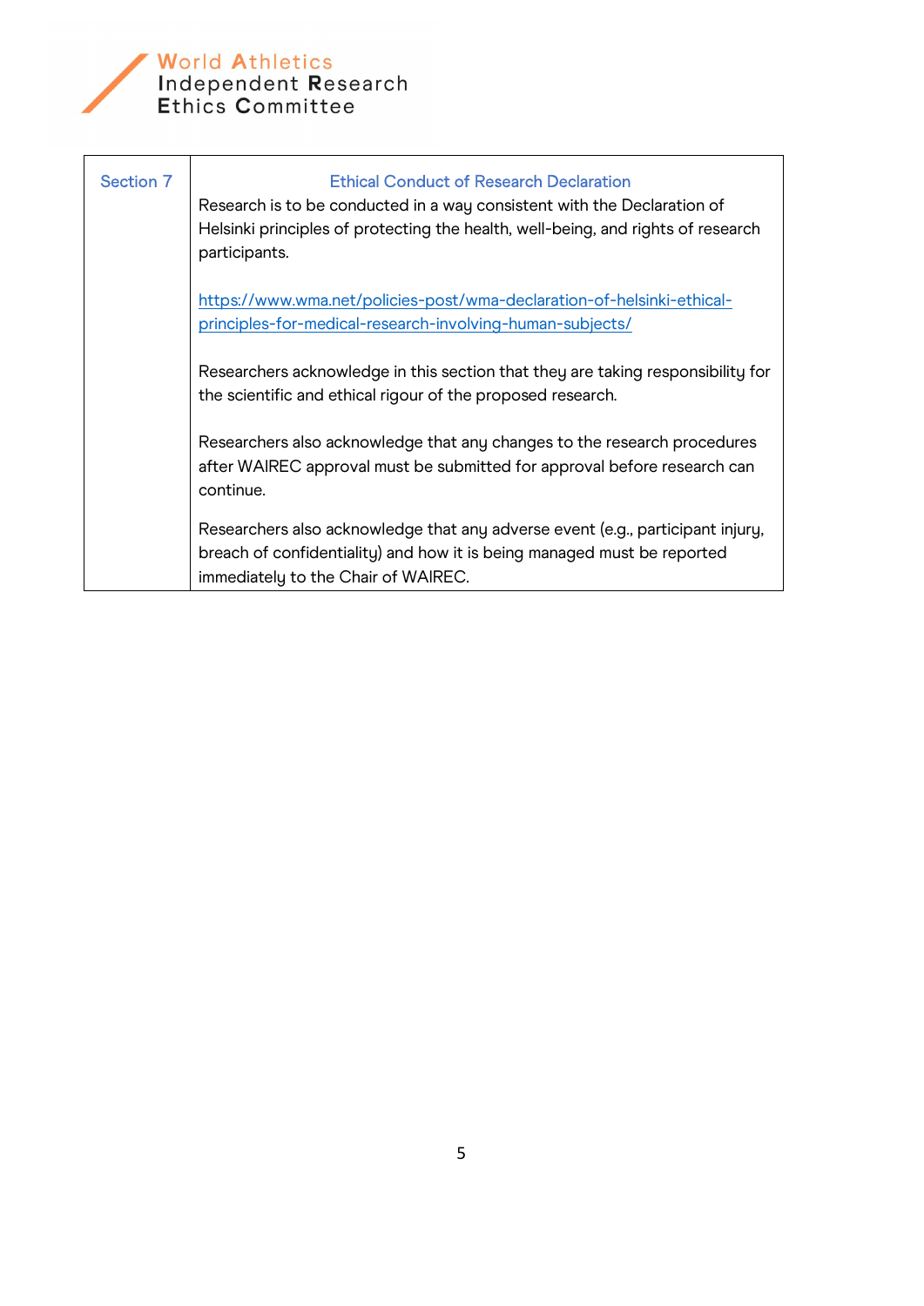| | |
|---|---|
| Section 7 | Ethical Conduct of Research Declaration<br>Research is to be conducted in a way consistent with the Declaration of Helsinki principles of protecting the health, well-being, and rights of research participants.<br><br>https://www.wma.net/policies-post/wma-declaration-of-helsinki-ethical-principles-for-medical-research-involving-human-subjects/<br><br>Researchers acknowledge in this section that they are taking responsibility for the scientific and ethical rigour of the proposed research.<br><br>Researchers also acknowledge that any changes to the research procedures after WAIREC approval must be submitted for approval before research can continue.<br><br>Researchers also acknowledge that any adverse event (e.g., participant injury, breach of confidentiality) and how it is being managed must be reported immediately to the Chair of WAIREC. |